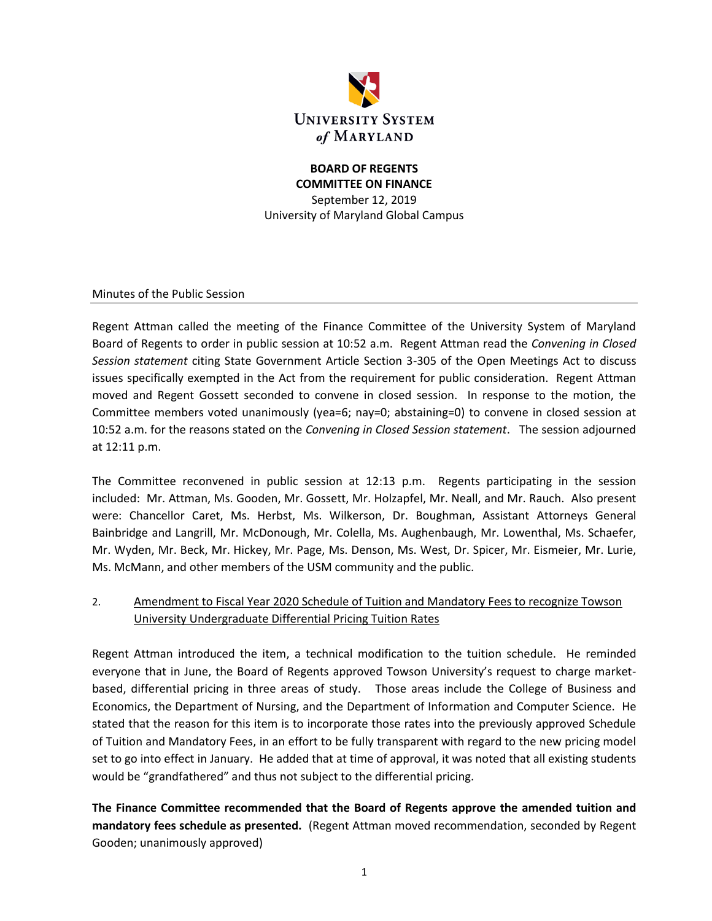**UNIVERSITY SYSTEM of MARYLAND**

**BOARD OF REGENTS**
**COMMITTEE ON FINANCE**
September 12, 2019
University of Maryland Global Campus

Minutes of the Public Session

Regent Attman called the meeting of the Finance Committee of the University System of Maryland Board of Regents to order in public session at 10:52 a.m. Regent Attman read the *Convening in Closed Session statement* citing State Government Article Section 3-305 of the Open Meetings Act to discuss issues specifically exempted in the Act from the requirement for public consideration. Regent Attman moved and Regent Gossett seconded to convene in closed session. In response to the motion, the Committee members voted unanimously (yea=6; nay=0; abstaining=0) to convene in closed session at 10:52 a.m. for the reasons stated on the *Convening in Closed Session statement*. The session adjourned at 12:11 p.m.

The Committee reconvened in public session at 12:13 p.m. Regents participating in the session included: Mr. Attman, Ms. Gooden, Mr. Gossett, Mr. Holzapfel, Mr. Neall, and Mr. Rauch. Also present were: Chancellor Caret, Ms. Herbst, Ms. Wilkerson, Dr. Boughman, Assistant Attorneys General Bainbridge and Langrill, Mr. McDonough, Mr. Colella, Ms. Aughenbaugh, Mr. Lowenthal, Ms. Schaefer, Mr. Wyden, Mr. Beck, Mr. Hickey, Mr. Page, Ms. Denson, Ms. West, Dr. Spicer, Mr. Eismeier, Mr. Lurie, Ms. McMann, and other members of the USM community and the public.

2. Amendment to Fiscal Year 2020 Schedule of Tuition and Mandatory Fees to recognize Towson University Undergraduate Differential Pricing Tuition Rates

Regent Attman introduced the item, a technical modification to the tuition schedule. He reminded everyone that in June, the Board of Regents approved Towson University's request to charge market-based, differential pricing in three areas of study. Those areas include the College of Business and Economics, the Department of Nursing, and the Department of Information and Computer Science. He stated that the reason for this item is to incorporate those rates into the previously approved Schedule of Tuition and Mandatory Fees, in an effort to be fully transparent with regard to the new pricing model set to go into effect in January. He added that at time of approval, it was noted that all existing students would be "grandfathered" and thus not subject to the differential pricing.

**The Finance Committee recommended that the Board of Regents approve the amended tuition and mandatory fees schedule as presented.** (Regent Attman moved recommendation, seconded by Regent Gooden; unanimously approved)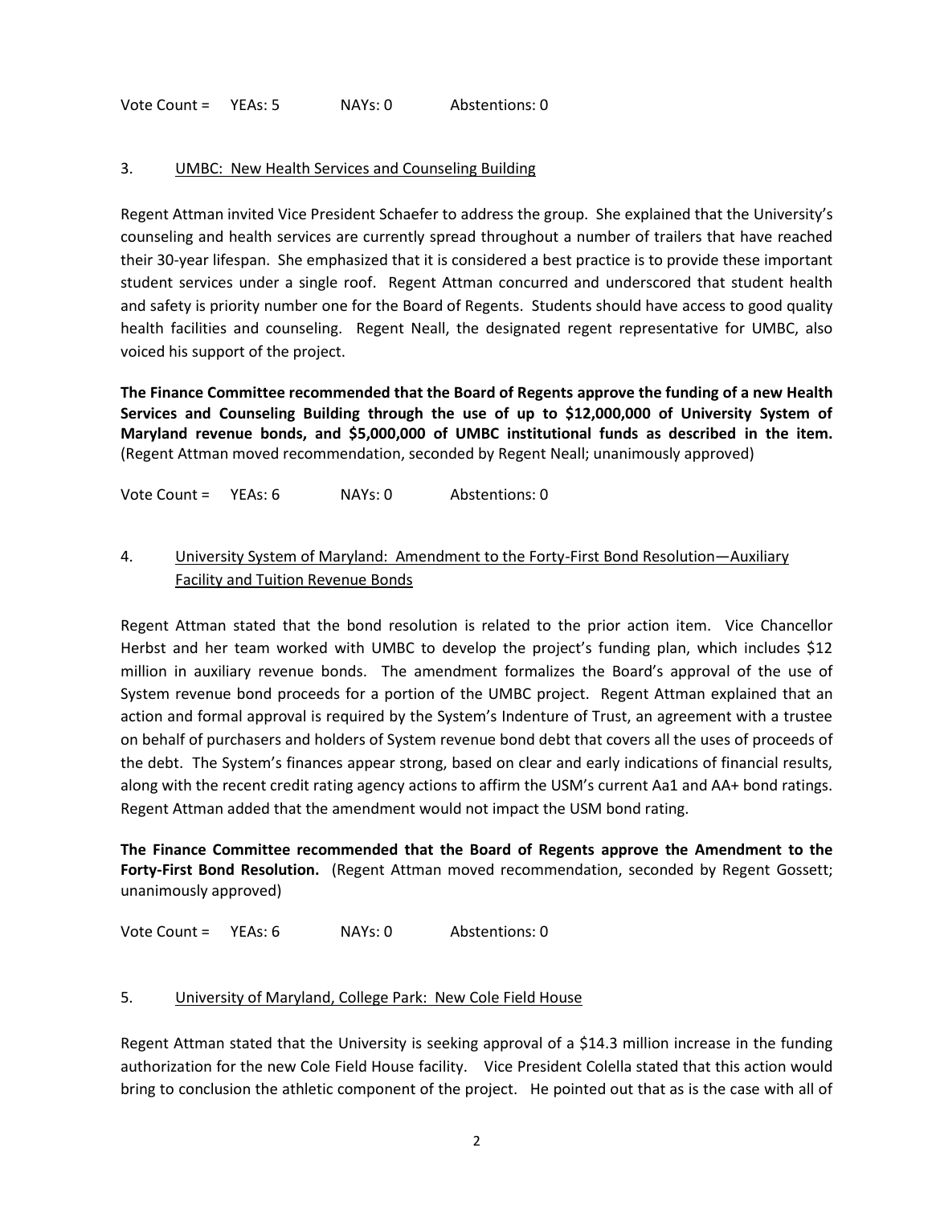Vote Count = YEAs: 5 NAYs: 0 Abstentions: 0

3. UMBC: New Health Services and Counseling Building

Regent Attman invited Vice President Schaefer to address the group. She explained that the University's counseling and health services are currently spread throughout a number of trailers that have reached their 30-year lifespan. She emphasized that it is considered a best practice is to provide these important student services under a single roof. Regent Attman concurred and underscored that student health and safety is priority number one for the Board of Regents. Students should have access to good quality health facilities and counseling. Regent Neall, the designated regent representative for UMBC, also voiced his support of the project.

**The Finance Committee recommended that the Board of Regents approve the funding of a new Health Services and Counseling Building through the use of up to $12,000,000 of University System of Maryland revenue bonds, and $5,000,000 of UMBC institutional funds as described in the item.** (Regent Attman moved recommendation, seconded by Regent Neall; unanimously approved)

Vote Count = YEAs: 6 NAYs: 0 Abstentions: 0

4. University System of Maryland: Amendment to the Forty-First Bond Resolution—Auxiliary Facility and Tuition Revenue Bonds

Regent Attman stated that the bond resolution is related to the prior action item. Vice Chancellor Herbst and her team worked with UMBC to develop the project's funding plan, which includes $12 million in auxiliary revenue bonds. The amendment formalizes the Board's approval of the use of System revenue bond proceeds for a portion of the UMBC project. Regent Attman explained that an action and formal approval is required by the System's Indenture of Trust, an agreement with a trustee on behalf of purchasers and holders of System revenue bond debt that covers all the uses of proceeds of the debt. The System's finances appear strong, based on clear and early indications of financial results, along with the recent credit rating agency actions to affirm the USM's current Aa1 and AA+ bond ratings. Regent Attman added that the amendment would not impact the USM bond rating.

**The Finance Committee recommended that the Board of Regents approve the Amendment to the Forty-First Bond Resolution.** (Regent Attman moved recommendation, seconded by Regent Gossett; unanimously approved)

Vote Count = YEAs: 6 NAYs: 0 Abstentions: 0

5. University of Maryland, College Park: New Cole Field House

Regent Attman stated that the University is seeking approval of a $14.3 million increase in the funding authorization for the new Cole Field House facility. Vice President Colella stated that this action would bring to conclusion the athletic component of the project. He pointed out that as is the case with all of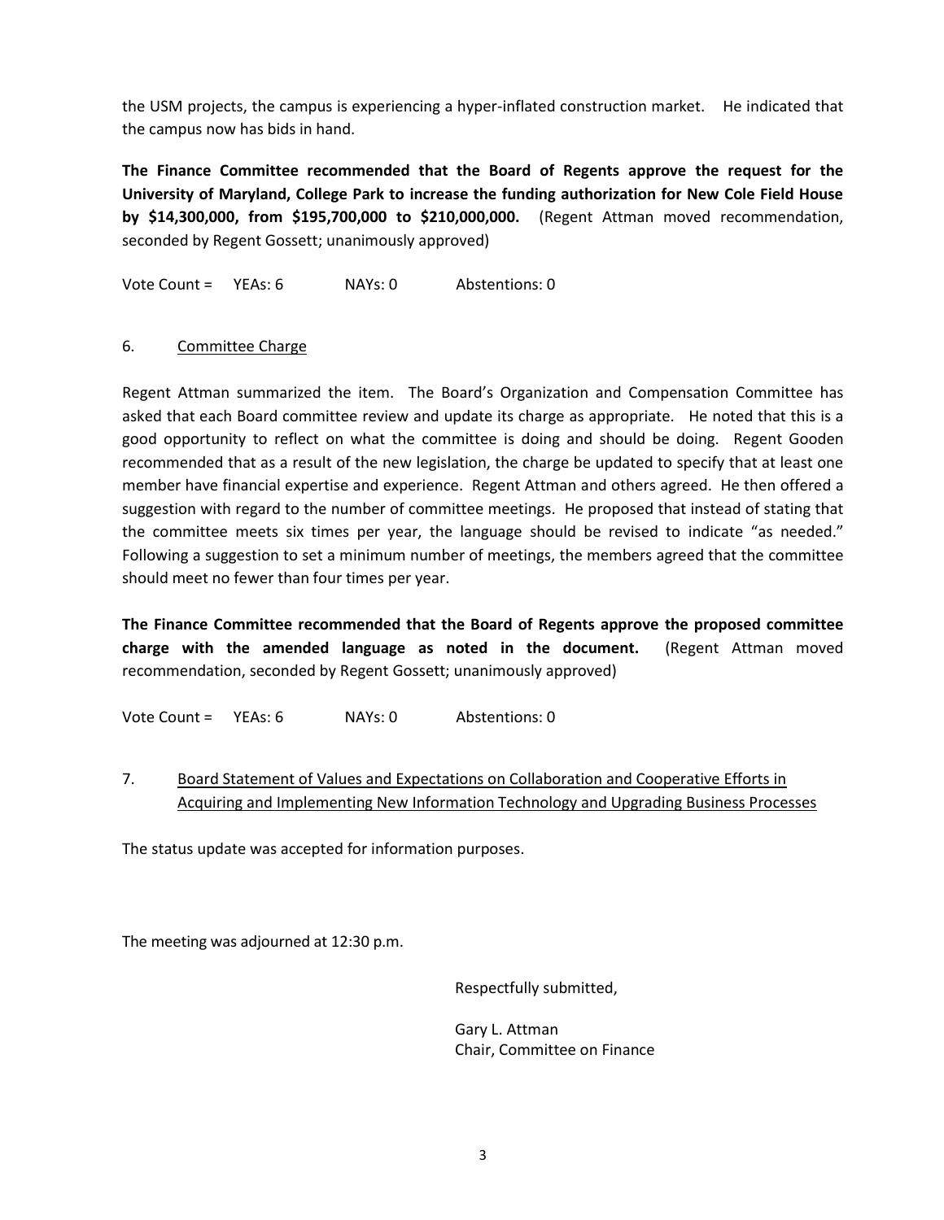the USM projects, the campus is experiencing a hyper-inflated construction market. He indicated that the campus now has bids in hand.

**The Finance Committee recommended that the Board of Regents approve the request for the University of Maryland, College Park to increase the funding authorization for New Cole Field House by $14,300,000, from $195,700,000 to $210,000,000.** (Regent Attman moved recommendation, seconded by Regent Gossett; unanimously approved)

Vote Count = YEAs: 6 NAYs: 0 Abstentions: 0

6. Committee Charge

Regent Attman summarized the item. The Board's Organization and Compensation Committee has asked that each Board committee review and update its charge as appropriate. He noted that this is a good opportunity to reflect on what the committee is doing and should be doing. Regent Gooden recommended that as a result of the new legislation, the charge be updated to specify that at least one member have financial expertise and experience. Regent Attman and others agreed. He then offered a suggestion with regard to the number of committee meetings. He proposed that instead of stating that the committee meets six times per year, the language should be revised to indicate "as needed." Following a suggestion to set a minimum number of meetings, the members agreed that the committee should meet no fewer than four times per year.

**The Finance Committee recommended that the Board of Regents approve the proposed committee charge with the amended language as noted in the document.** (Regent Attman moved recommendation, seconded by Regent Gossett; unanimously approved)

Vote Count = YEAs: 6 NAYs: 0 Abstentions: 0

7. Board Statement of Values and Expectations on Collaboration and Cooperative Efforts in Acquiring and Implementing New Information Technology and Upgrading Business Processes

The status update was accepted for information purposes.

The meeting was adjourned at 12:30 p.m.

Respectfully submitted,

Gary L. Attman
Chair, Committee on Finance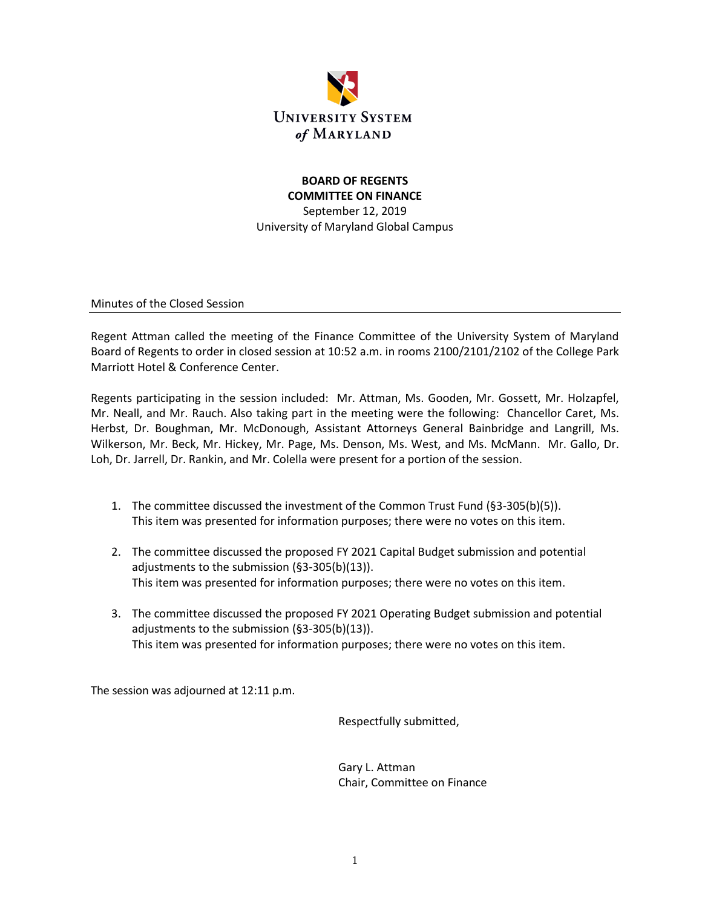UNIVERSITY SYSTEM
*of* MARYLAND

**BOARD OF REGENTS**
**COMMITTEE ON FINANCE**
September 12, 2019
University of Maryland Global Campus

Minutes of the Closed Session

Regent Attman called the meeting of the Finance Committee of the University System of Maryland Board of Regents to order in closed session at 10:52 a.m. in rooms 2100/2101/2102 of the College Park Marriott Hotel & Conference Center.

Regents participating in the session included: Mr. Attman, Ms. Gooden, Mr. Gossett, Mr. Holzapfel, Mr. Neall, and Mr. Rauch. Also taking part in the meeting were the following: Chancellor Caret, Ms. Herbst, Dr. Boughman, Mr. McDonough, Assistant Attorneys General Bainbridge and Langrill, Ms. Wilkerson, Mr. Beck, Mr. Hickey, Mr. Page, Ms. Denson, Ms. West, and Ms. McMann. Mr. Gallo, Dr. Loh, Dr. Jarrell, Dr. Rankin, and Mr. Colella were present for a portion of the session.

1. The committee discussed the investment of the Common Trust Fund (§3-305(b)(5)).
   This item was presented for information purposes; there were no votes on this item.

2. The committee discussed the proposed FY 2021 Capital Budget submission and potential adjustments to the submission (§3-305(b)(13)).
   This item was presented for information purposes; there were no votes on this item.

3. The committee discussed the proposed FY 2021 Operating Budget submission and potential adjustments to the submission (§3-305(b)(13)).
   This item was presented for information purposes; there were no votes on this item.

The session was adjourned at 12:11 p.m.

Respectfully submitted,

Gary L. Attman
Chair, Committee on Finance